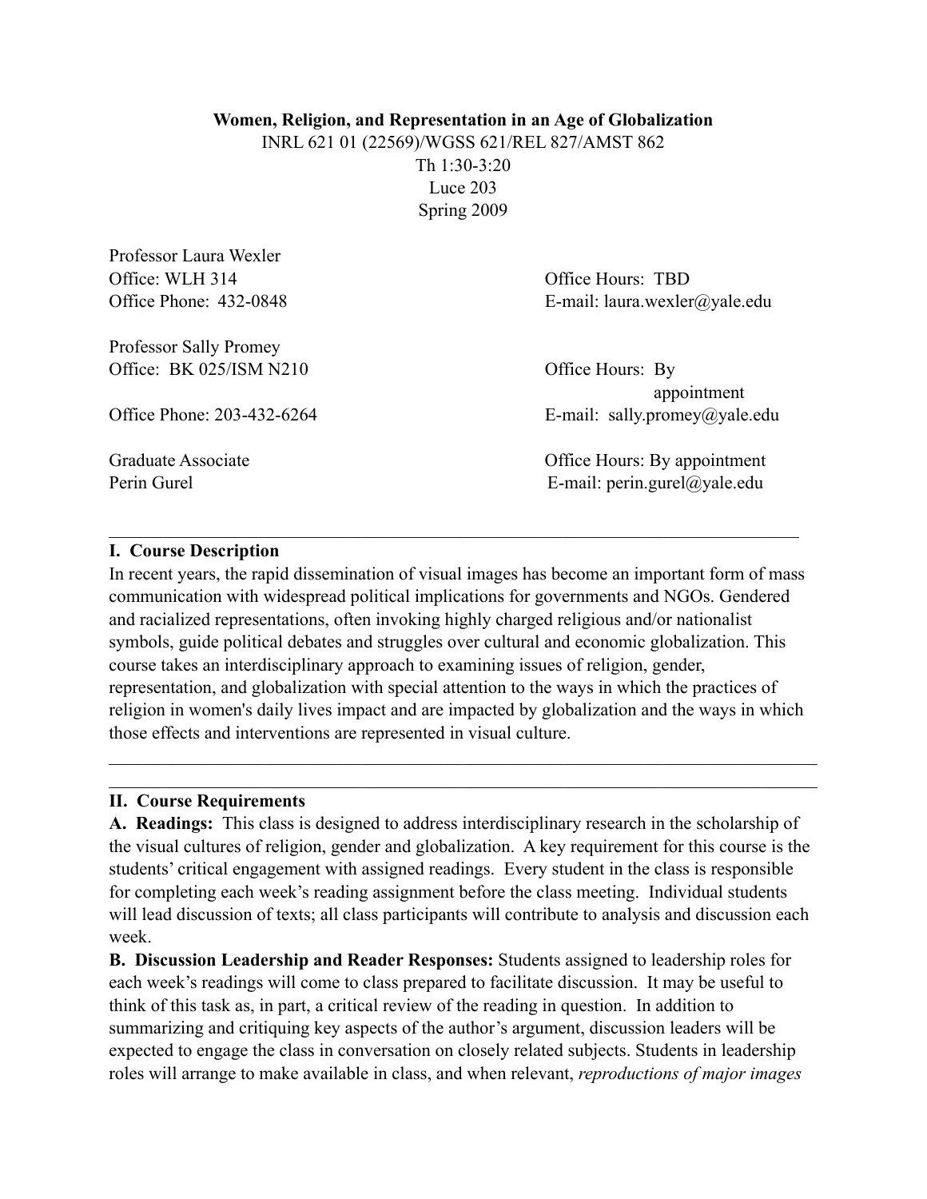**Women, Religion, and Representation in an Age of Globalization**

INRL 621 01 (22569)/WGSS 621/REL 827/AMST 862

Th 1:30-3:20

Luce 203

Spring 2009

Professor Laura Wexler
Office: WLH 314
Office Phone: 432-0848
Office Hours: TBD
E-mail: laura.wexler@yale.edu

Professor Sally Promey
Office: BK 025/ISM N210
Office Phone: 203-432-6264
Office Hours: By appointment
E-mail: sally.promey@yale.edu

Graduate Associate
Perin Gurel
Office Hours: By appointment
E-mail: perin.gurel@yale.edu

---

## I. Course Description

In recent years, the rapid dissemination of visual images has become an important form of mass communication with widespread political implications for governments and NGOs. Gendered and racialized representations, often invoking highly charged religious and/or nationalist symbols, guide political debates and struggles over cultural and economic globalization. This course takes an interdisciplinary approach to examining issues of religion, gender, representation, and globalization with special attention to the ways in which the practices of religion in women's daily lives impact and are impacted by globalization and the ways in which those effects and interventions are represented in visual culture.

---

## II. Course Requirements

**A. Readings:** This class is designed to address interdisciplinary research in the scholarship of the visual cultures of religion, gender and globalization. A key requirement for this course is the students' critical engagement with assigned readings. Every student in the class is responsible for completing each week's reading assignment before the class meeting. Individual students will lead discussion of texts; all class participants will contribute to analysis and discussion each week.

**B. Discussion Leadership and Reader Responses:** Students assigned to leadership roles for each week's readings will come to class prepared to facilitate discussion. It may be useful to think of this task as, in part, a critical review of the reading in question. In addition to summarizing and critiquing key aspects of the author's argument, discussion leaders will be expected to engage the class in conversation on closely related subjects. Students in leadership roles will arrange to make available in class, and when relevant, *reproductions of major images*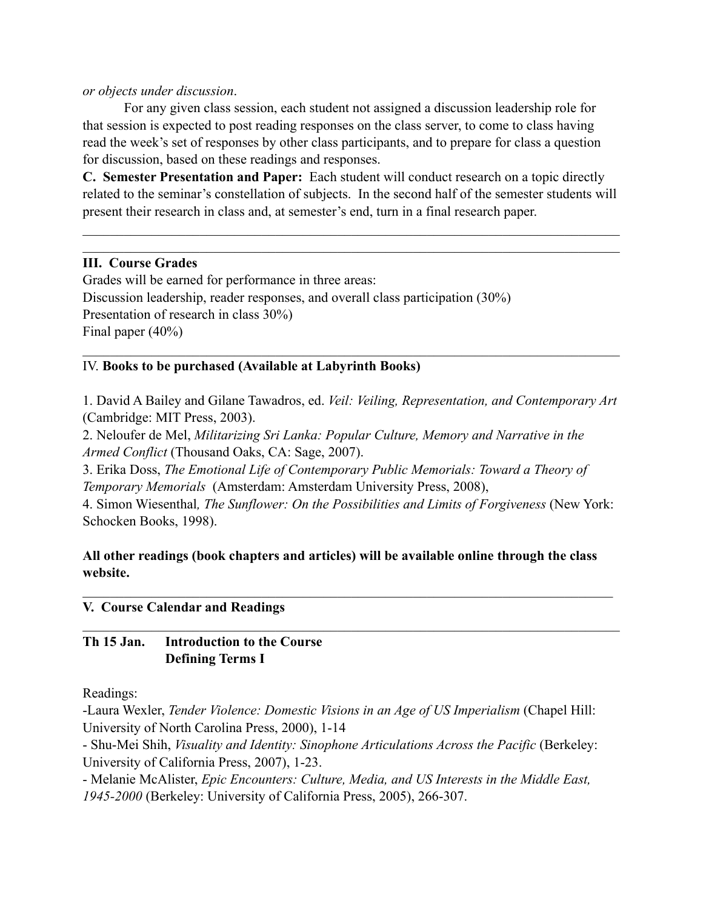*or objects under discussion*.

For any given class session, each student not assigned a discussion leadership role for that session is expected to post reading responses on the class server, to come to class having read the week's set of responses by other class participants, and to prepare for class a question for discussion, based on these readings and responses.

**C. Semester Presentation and Paper:** Each student will conduct research on a topic directly related to the seminar's constellation of subjects. In the second half of the semester students will present their research in class and, at semester's end, turn in a final research paper.

---

---

## III. Course Grades

Grades will be earned for performance in three areas:

Discussion leadership, reader responses, and overall class participation (30%)

Presentation of research in class 30%)

Final paper (40%)

---

## IV. **Books to be purchased (Available at Labyrinth Books)**

1. David A Bailey and Gilane Tawadros, ed. *Veil: Veiling, Representation, and Contemporary Art* (Cambridge: MIT Press, 2003).
2. Neloufer de Mel, *Militarizing Sri Lanka: Popular Culture, Memory and Narrative in the Armed Conflict* (Thousand Oaks, CA: Sage, 2007).
3. Erika Doss, *The Emotional Life of Contemporary Public Memorials: Toward a Theory of Temporary Memorials* (Amsterdam: Amsterdam University Press, 2008),
4. Simon Wiesenthal*, The Sunflower: On the Possibilities and Limits of Forgiveness* (New York: Schocken Books, 1998).

**All other readings (book chapters and articles) will be available online through the class website.**

---

## V. Course Calendar and Readings

---

### Th 15 Jan. Introduction to the Course
### Defining Terms I

Readings:

-Laura Wexler, *Tender Violence: Domestic Visions in an Age of US Imperialism* (Chapel Hill: University of North Carolina Press, 2000), 1-14

- Shu-Mei Shih, *Visuality and Identity: Sinophone Articulations Across the Pacific* (Berkeley: University of California Press, 2007), 1-23.
- Melanie McAlister, *Epic Encounters: Culture, Media, and US Interests in the Middle East, 1945-2000* (Berkeley: University of California Press, 2005), 266-307.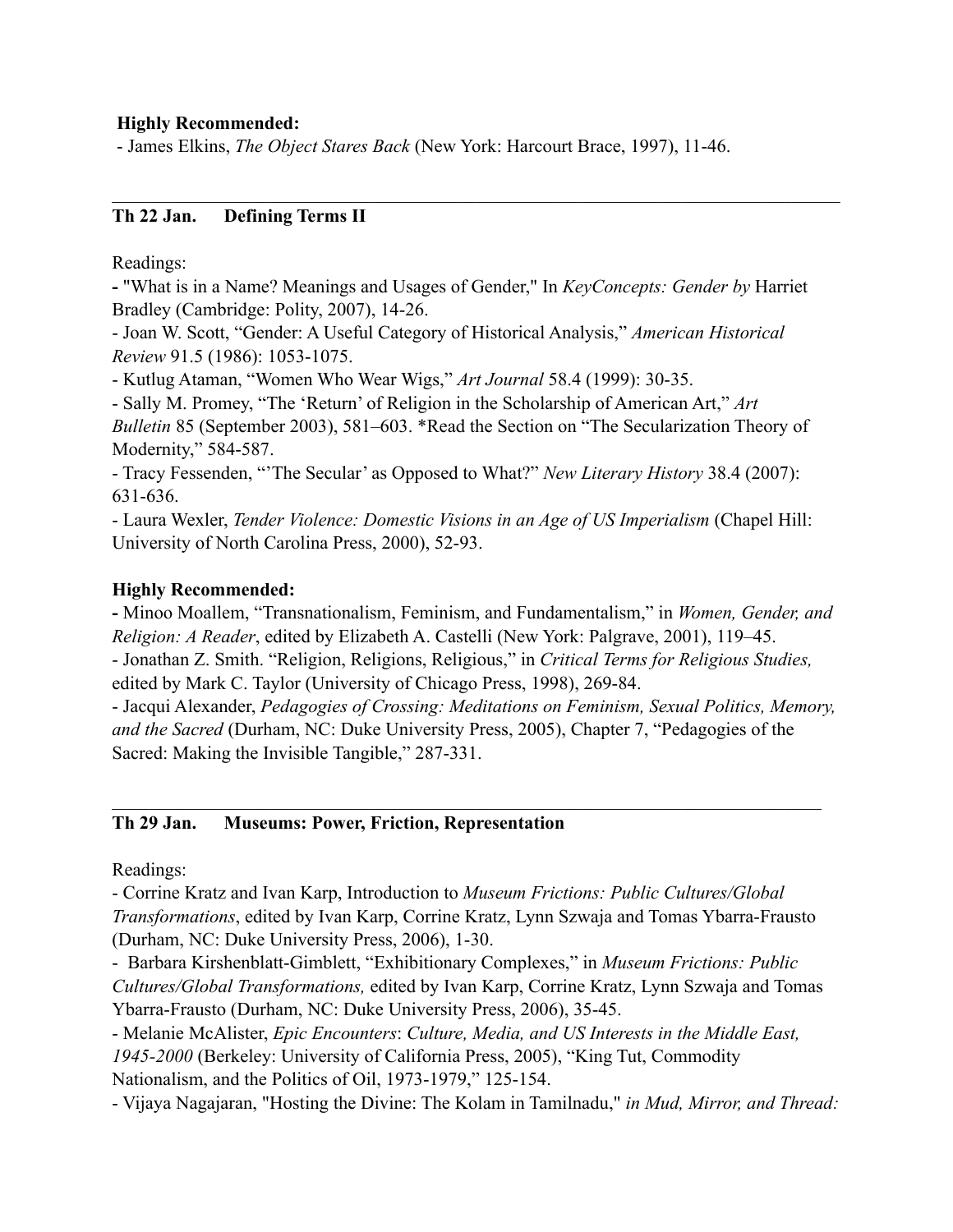**Highly Recommended:**

- James Elkins, *The Object Stares Back* (New York: Harcourt Brace, 1997), 11-46.

---

## Th 22 Jan. Defining Terms II

Readings:

- "What is in a Name? Meanings and Usages of Gender," In *KeyConcepts: Gender by* Harriet Bradley (Cambridge: Polity, 2007), 14-26.
- Joan W. Scott, "Gender: A Useful Category of Historical Analysis," *American Historical Review* 91.5 (1986): 1053-1075.
- Kutlug Ataman, "Women Who Wear Wigs," *Art Journal* 58.4 (1999): 30-35.
- Sally M. Promey, "The 'Return' of Religion in the Scholarship of American Art," *Art Bulletin* 85 (September 2003), 581–603. *Read the Section on "The Secularization Theory of Modernity," 584-587.
- Tracy Fessenden, "'The Secular' as Opposed to What?" *New Literary History* 38.4 (2007): 631-636.
- Laura Wexler, *Tender Violence: Domestic Visions in an Age of US Imperialism* (Chapel Hill: University of North Carolina Press, 2000), 52-93.

**Highly Recommended:**

- Minoo Moallem, "Transnationalism, Feminism, and Fundamentalism," in *Women, Gender, and Religion: A Reader*, edited by Elizabeth A. Castelli (New York: Palgrave, 2001), 119–45.
- Jonathan Z. Smith. "Religion, Religions, Religious," in *Critical Terms for Religious Studies,* edited by Mark C. Taylor (University of Chicago Press, 1998), 269-84.
- Jacqui Alexander, *Pedagogies of Crossing: Meditations on Feminism, Sexual Politics, Memory, and the Sacred* (Durham, NC: Duke University Press, 2005), Chapter 7, "Pedagogies of the Sacred: Making the Invisible Tangible," 287-331.

---

## Th 29 Jan. Museums: Power, Friction, Representation

Readings:

- Corrine Kratz and Ivan Karp, Introduction to *Museum Frictions: Public Cultures/Global Transformations*, edited by Ivan Karp, Corrine Kratz, Lynn Szwaja and Tomas Ybarra-Frausto (Durham, NC: Duke University Press, 2006), 1-30.
- Barbara Kirshenblatt-Gimblett, "Exhibitionary Complexes," in *Museum Frictions: Public Cultures/Global Transformations,* edited by Ivan Karp, Corrine Kratz, Lynn Szwaja and Tomas Ybarra-Frausto (Durham, NC: Duke University Press, 2006), 35-45.
- Melanie McAlister, *Epic Encounters*: *Culture, Media, and US Interests in the Middle East, 1945-2000* (Berkeley: University of California Press, 2005), "King Tut, Commodity Nationalism, and the Politics of Oil, 1973-1979," 125-154.
- Vijaya Nagajaran, "Hosting the Divine: The Kolam in Tamilnadu," *in Mud, Mirror, and Thread:*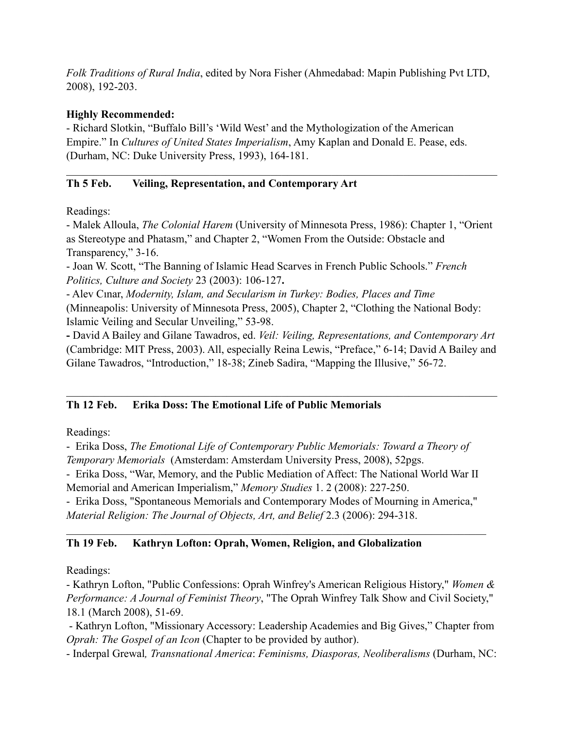*Folk Traditions of Rural India*, edited by Nora Fisher (Ahmedabad: Mapin Publishing Pvt LTD, 2008), 192-203.

**Highly Recommended:**

- Richard Slotkin, "Buffalo Bill's 'Wild West' and the Mythologization of the American Empire." In *Cultures of United States Imperialism*, Amy Kaplan and Donald E. Pease, eds. (Durham, NC: Duke University Press, 1993), 164-181.

---

### Th 5 Feb. Veiling, Representation, and Contemporary Art

Readings:

- Malek Alloula, *The Colonial Harem* (University of Minnesota Press, 1986): Chapter 1, "Orient as Stereotype and Phatasm," and Chapter 2, "Women From the Outside: Obstacle and Transparency," 3-16.
- Joan W. Scott, "The Banning of Islamic Head Scarves in French Public Schools." *French Politics, Culture and Society* 23 (2003): 106-127**.**
- Alev Cınar, *Modernity, Islam, and Secularism in Turkey: Bodies, Places and Time* (Minneapolis: University of Minnesota Press, 2005), Chapter 2, "Clothing the National Body: Islamic Veiling and Secular Unveiling," 53-98.
- David A Bailey and Gilane Tawadros, ed. *Veil: Veiling, Representations, and Contemporary Art* (Cambridge: MIT Press, 2003). All, especially Reina Lewis, "Preface," 6-14; David A Bailey and Gilane Tawadros, "Introduction," 18-38; Zineb Sadira, "Mapping the Illusive," 56-72.

---

### Th 12 Feb. Erika Doss: The Emotional Life of Public Memorials

Readings:

- Erika Doss, *The Emotional Life of Contemporary Public Memorials: Toward a Theory of Temporary Memorials* (Amsterdam: Amsterdam University Press, 2008), 52pgs.
- Erika Doss, "War, Memory, and the Public Mediation of Affect: The National World War II Memorial and American Imperialism," *Memory Studies* 1. 2 (2008): 227-250.
- Erika Doss, "Spontaneous Memorials and Contemporary Modes of Mourning in America," *Material Religion: The Journal of Objects, Art, and Belief* 2.3 (2006): 294-318.

---

### Th 19 Feb. Kathryn Lofton: Oprah, Women, Religion, and Globalization

Readings:

- Kathryn Lofton, "Public Confessions: Oprah Winfrey's American Religious History," *Women & Performance: A Journal of Feminist Theory*, "The Oprah Winfrey Talk Show and Civil Society," 18.1 (March 2008), 51-69.
- Kathryn Lofton, "Missionary Accessory: Leadership Academies and Big Gives," Chapter from *Oprah: The Gospel of an Icon* (Chapter to be provided by author).
- Inderpal Grewal*, Transnational America*: *Feminisms, Diasporas, Neoliberalisms* (Durham, NC: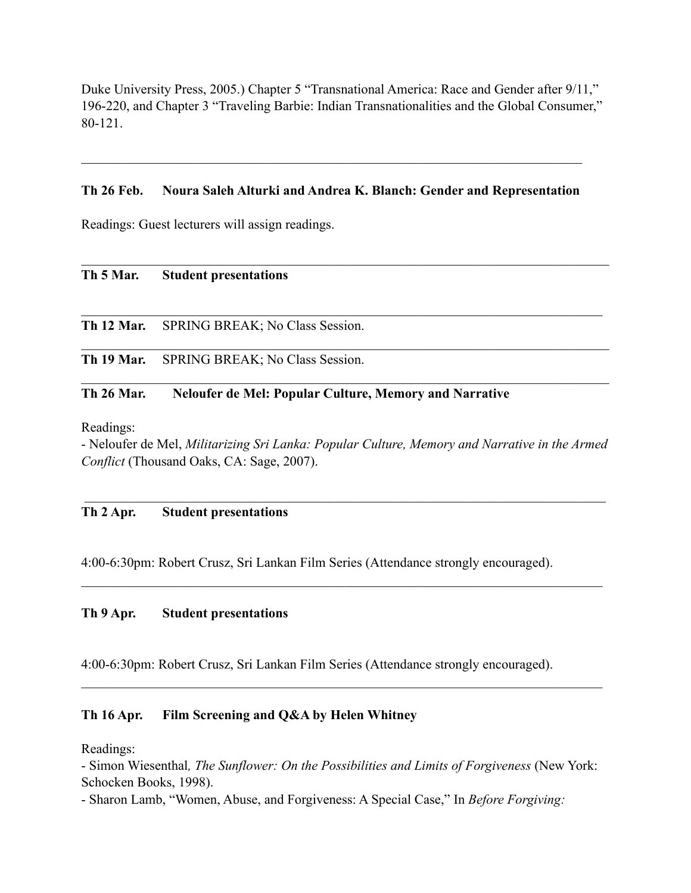Duke University Press, 2005.) Chapter 5 "Transnational America: Race and Gender after 9/11," 196-220, and Chapter 3 "Traveling Barbie: Indian Transnationalities and the Global Consumer," 80-121.

---

**Th 26 Feb. Noura Saleh Alturki and Andrea K. Blanch: Gender and Representation**

Readings: Guest lecturers will assign readings.

---

**Th 5 Mar. Student presentations**

---

**Th 12 Mar.** SPRING BREAK; No Class Session.

---

**Th 19 Mar.** SPRING BREAK; No Class Session.

---

**Th 26 Mar. Neloufer de Mel: Popular Culture, Memory and Narrative**

Readings:
- Neloufer de Mel, *Militarizing Sri Lanka: Popular Culture, Memory and Narrative in the Armed Conflict* (Thousand Oaks, CA: Sage, 2007).

---

**Th 2 Apr. Student presentations**

4:00-6:30pm: Robert Crusz, Sri Lankan Film Series (Attendance strongly encouraged).

---

**Th 9 Apr. Student presentations**

4:00-6:30pm: Robert Crusz, Sri Lankan Film Series (Attendance strongly encouraged).

---

**Th 16 Apr. Film Screening and Q&A by Helen Whitney**

Readings:
- Simon Wiesenthal*, The Sunflower: On the Possibilities and Limits of Forgiveness* (New York: Schocken Books, 1998).
- Sharon Lamb, "Women, Abuse, and Forgiveness: A Special Case," In *Before Forgiving:*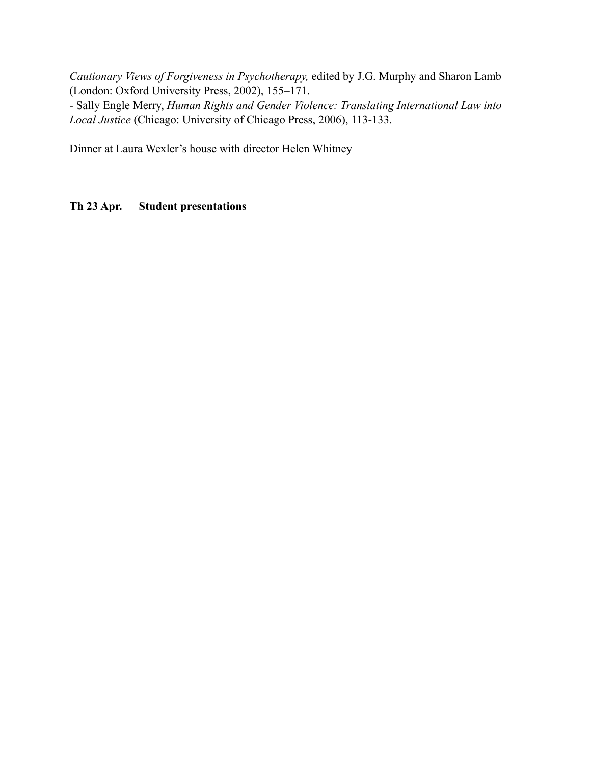*Cautionary Views of Forgiveness in Psychotherapy,* edited by J.G. Murphy and Sharon Lamb (London: Oxford University Press, 2002), 155–171.
- Sally Engle Merry, *Human Rights and Gender Violence: Translating International Law into Local Justice* (Chicago: University of Chicago Press, 2006), 113-133.

Dinner at Laura Wexler's house with director Helen Whitney

**Th 23 Apr.  Student presentations**